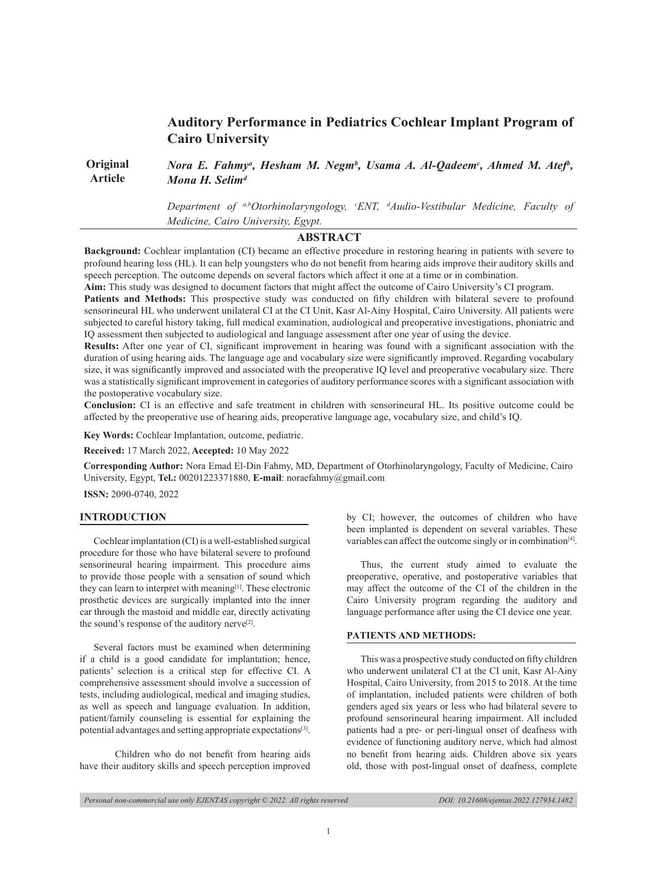# Auditory Performance in Pediatrics Cochlear Implant Program of Cairo University

**Original Article**

***Nora E. Fahmy[a], Hesham M. Negm[b], Usama A. Al-Qadeem[c], Ahmed M. Atef[b], Mona H. Selim[d]***

*Department of [a,b]Otorhinolaryngology, [c]ENT, [d]Audio-Vestibular Medicine, Faculty of Medicine, Cairo University, Egypt.*

## ABSTRACT

**Background:** Cochlear implantation (CI) became an effective procedure in restoring hearing in patients with severe to profound hearing loss (HL). It can help youngsters who do not benefit from hearing aids improve their auditory skills and speech perception. The outcome depends on several factors which affect it one at a time or in combination.

**Aim:** This study was designed to document factors that might affect the outcome of Cairo University's CI program.

**Patients and Methods:** This prospective study was conducted on fifty children with bilateral severe to profound sensorineural HL who underwent unilateral CI at the CI Unit, Kasr Al-Ainy Hospital, Cairo University. All patients were subjected to careful history taking, full medical examination, audiological and preoperative investigations, phoniatric and IQ assessment then subjected to audiological and language assessment after one year of using the device.

**Results:** After one year of CI, significant improvement in hearing was found with a significant association with the duration of using hearing aids. The language age and vocabulary size were significantly improved. Regarding vocabulary size, it was significantly improved and associated with the preoperative IQ level and preoperative vocabulary size. There was a statistically significant improvement in categories of auditory performance scores with a significant association with the postoperative vocabulary size.

**Conclusion:** CI is an effective and safe treatment in children with sensorineural HL. Its positive outcome could be affected by the preoperative use of hearing aids, preoperative language age, vocabulary size, and child's IQ.

**Key Words:** Cochlear Implantation, outcome, pediatric.

**Received:** 17 March 2022, **Accepted:** 10 May 2022

**Corresponding Author:** Nora Emad El-Din Fahmy, MD, Department of Otorhinolaryngology, Faculty of Medicine, Cairo University, Egypt, **Tel.:** 00201223371880, **E-mail**: noraefahmy@gmail.com

**ISSN:** 2090-0740, 2022

## INTRODUCTION

Cochlear implantation (CI) is a well-established surgical procedure for those who have bilateral severe to profound sensorineural hearing impairment. This procedure aims to provide those people with a sensation of sound which they can learn to interpret with meaning[1]. These electronic prosthetic devices are surgically implanted into the inner ear through the mastoid and middle ear, directly activating the sound's response of the auditory nerve[2].

Several factors must be examined when determining if a child is a good candidate for implantation; hence, patients' selection is a critical step for effective CI. A comprehensive assessment should involve a succession of tests, including audiological, medical and imaging studies, as well as speech and language evaluation. In addition, patient/family counseling is essential for explaining the potential advantages and setting appropriate expectations[3].

Children who do not benefit from hearing aids have their auditory skills and speech perception improved by CI; however, the outcomes of children who have been implanted is dependent on several variables. These variables can affect the outcome singly or in combination[4].

Thus, the current study aimed to evaluate the preoperative, operative, and postoperative variables that may affect the outcome of the CI of the children in the Cairo University program regarding the auditory and language performance after using the CI device one year.

## PATIENTS AND METHODS:

This was a prospective study conducted on fifty children who underwent unilateral CI at the CI unit, Kasr Al-Ainy Hospital, Cairo University, from 2015 to 2018. At the time of implantation, included patients were children of both genders aged six years or less who had bilateral severe to profound sensorineural hearing impairment. All included patients had a pre- or peri-lingual onset of deafness with evidence of functioning auditory nerve, which had almost no benefit from hearing aids. Children above six years old, those with post-lingual onset of deafness, complete

*Personal non-commercial use only EJENTAS copyright © 2022. All rights reserved* DOI: 10.21608/ejentas.2022.127934.1482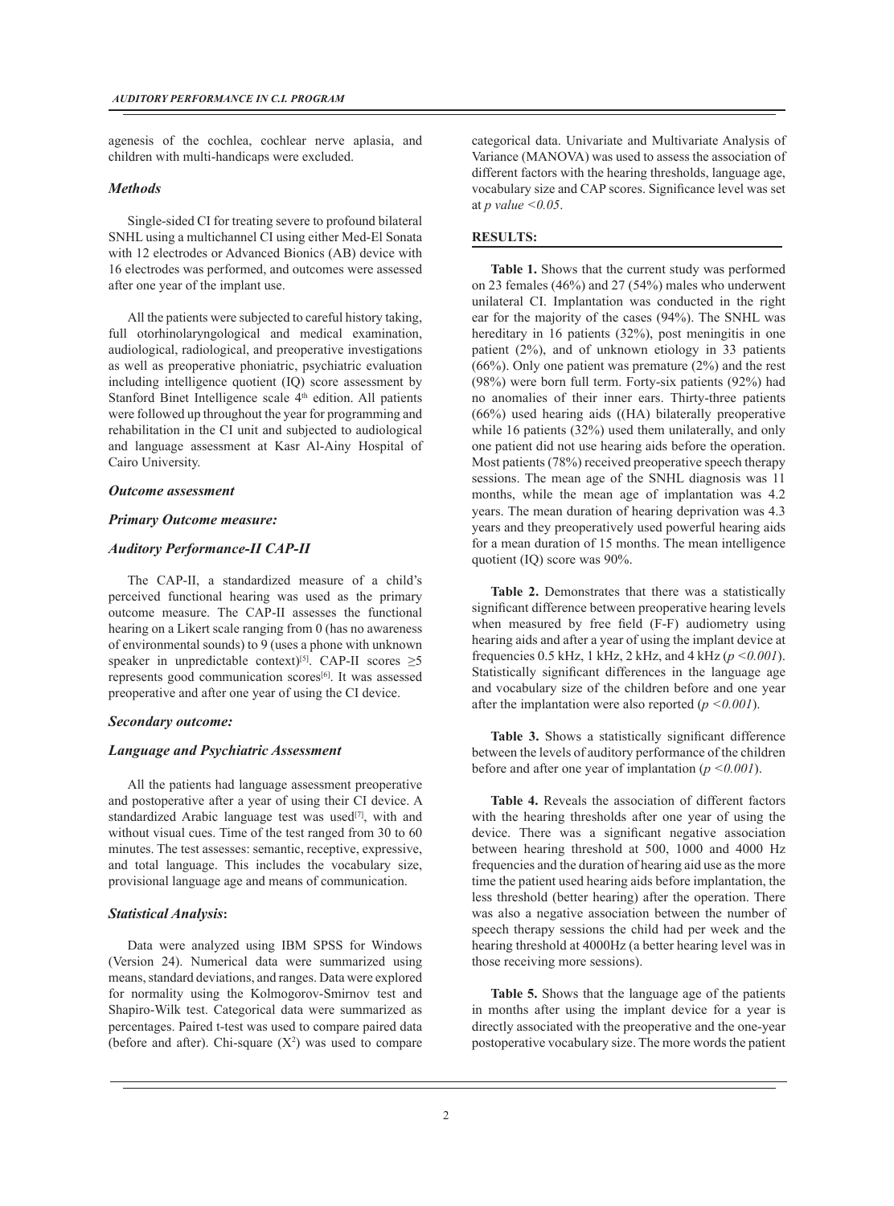agenesis of the cochlea, cochlear nerve aplasia, and children with multi-handicaps were excluded.

### *Methods*

Single-sided CI for treating severe to profound bilateral SNHL using a multichannel CI using either Med-El Sonata with 12 electrodes or Advanced Bionics (AB) device with 16 electrodes was performed, and outcomes were assessed after one year of the implant use.

All the patients were subjected to careful history taking, full otorhinolaryngological and medical examination, audiological, radiological, and preoperative investigations as well as preoperative phoniatric, psychiatric evaluation including intelligence quotient (IQ) score assessment by Stanford Binet Intelligence scale 4th edition. All patients were followed up throughout the year for programming and rehabilitation in the CI unit and subjected to audiological and language assessment at Kasr Al-Ainy Hospital of Cairo University.

### *Outcome assessment*

### *Primary Outcome measure:*

### *Auditory Performance-II CAP-II*

The CAP-II, a standardized measure of a child's perceived functional hearing was used as the primary outcome measure. The CAP-II assesses the functional hearing on a Likert scale ranging from 0 (has no awareness of environmental sounds) to 9 (uses a phone with unknown speaker in unpredictable context)[5]. CAP-II scores ≥5 represents good communication scores[6]. It was assessed preoperative and after one year of using the CI device.

### *Secondary outcome:*

### *Language and Psychiatric Assessment*

All the patients had language assessment preoperative and postoperative after a year of using their CI device. A standardized Arabic language test was used[7], with and without visual cues. Time of the test ranged from 30 to 60 minutes. The test assesses: semantic, receptive, expressive, and total language. This includes the vocabulary size, provisional language age and means of communication.

### *Statistical Analysis***:**

Data were analyzed using IBM SPSS for Windows (Version 24). Numerical data were summarized using means, standard deviations, and ranges. Data were explored for normality using the Kolmogorov-Smirnov test and Shapiro-Wilk test. Categorical data were summarized as percentages. Paired t-test was used to compare paired data (before and after). Chi-square ($X^2$) was used to compare categorical data. Univariate and Multivariate Analysis of Variance (MANOVA) was used to assess the association of different factors with the hearing thresholds, language age, vocabulary size and CAP scores. Significance level was set at *p value <0.05*.

## **RESULTS:**

**Table 1.** Shows that the current study was performed on 23 females (46%) and 27 (54%) males who underwent unilateral CI. Implantation was conducted in the right ear for the majority of the cases (94%). The SNHL was hereditary in 16 patients (32%), post meningitis in one patient (2%), and of unknown etiology in 33 patients (66%). Only one patient was premature (2%) and the rest (98%) were born full term. Forty-six patients (92%) had no anomalies of their inner ears. Thirty-three patients (66%) used hearing aids ((HA) bilaterally preoperative while 16 patients (32%) used them unilaterally, and only one patient did not use hearing aids before the operation. Most patients (78%) received preoperative speech therapy sessions. The mean age of the SNHL diagnosis was 11 months, while the mean age of implantation was 4.2 years. The mean duration of hearing deprivation was 4.3 years and they preoperatively used powerful hearing aids for a mean duration of 15 months. The mean intelligence quotient (IQ) score was 90%.

**Table 2.** Demonstrates that there was a statistically significant difference between preoperative hearing levels when measured by free field (F-F) audiometry using hearing aids and after a year of using the implant device at frequencies 0.5 kHz, 1 kHz, 2 kHz, and 4 kHz (*p <0.001*). Statistically significant differences in the language age and vocabulary size of the children before and one year after the implantation were also reported (*p <0.001*).

**Table 3.** Shows a statistically significant difference between the levels of auditory performance of the children before and after one year of implantation (*p <0.001*).

**Table 4.** Reveals the association of different factors with the hearing thresholds after one year of using the device. There was a significant negative association between hearing threshold at 500, 1000 and 4000 Hz frequencies and the duration of hearing aid use as the more time the patient used hearing aids before implantation, the less threshold (better hearing) after the operation. There was also a negative association between the number of speech therapy sessions the child had per week and the hearing threshold at 4000Hz (a better hearing level was in those receiving more sessions).

**Table 5.** Shows that the language age of the patients in months after using the implant device for a year is directly associated with the preoperative and the one-year postoperative vocabulary size. The more words the patient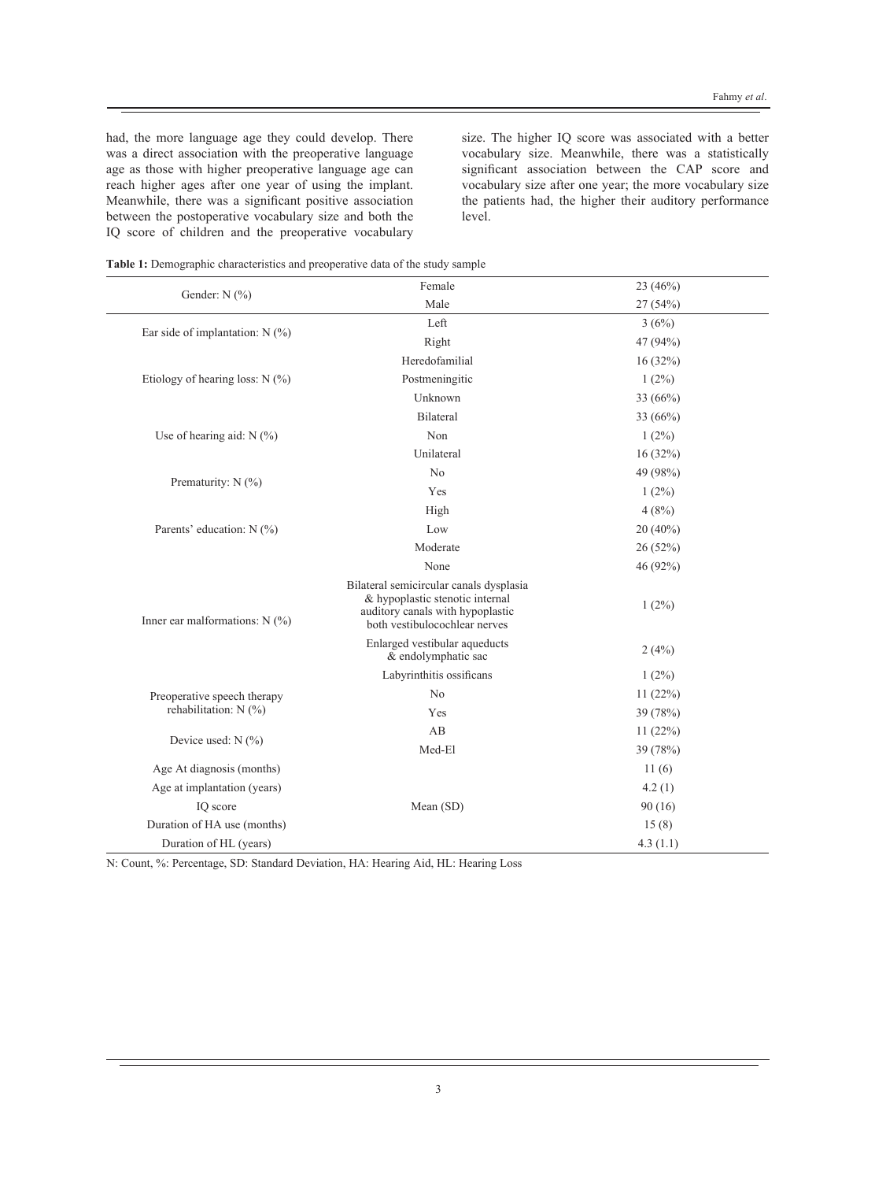had, the more language age they could develop. There was a direct association with the preoperative language age as those with higher preoperative language age can reach higher ages after one year of using the implant. Meanwhile, there was a significant positive association between the postoperative vocabulary size and both the IQ score of children and the preoperative vocabulary size. The higher IQ score was associated with a better vocabulary size. Meanwhile, there was a statistically significant association between the CAP score and vocabulary size after one year; the more vocabulary size the patients had, the higher their auditory performance level.

**Table 1:** Demographic characteristics and preoperative data of the study sample

| | | |
|---|---|---|
| Gender: N (%) | Female | 23 (46%) |
| | Male | 27 (54%) |
| Ear side of implantation: N (%) | Left | 3 (6%) |
| | Right | 47 (94%) |
| Etiology of hearing loss: N (%) | Heredofamilial | 16 (32%) |
| | Postmeningitic | 1 (2%) |
| | Unknown | 33 (66%) |
| Use of hearing aid: N (%) | Bilateral | 33 (66%) |
| | Non | 1 (2%) |
| | Unilateral | 16 (32%) |
| Prematurity: N (%) | No | 49 (98%) |
| | Yes | 1 (2%) |
| Parents' education: N (%) | High | 4 (8%) |
| | Low | 20 (40%) |
| | Moderate | 26 (52%) |
| Inner ear malformations: N (%) | None | 46 (92%) |
| | Bilateral semicircular canals dysplasia & hypoplastic stenotic internal auditory canals with hypoplastic both vestibulocochlear nerves | 1 (2%) |
| | Enlarged vestibular aqueducts & endolymphatic sac | 2 (4%) |
| | Labyrinthitis ossificans | 1 (2%) |
| Preoperative speech therapy rehabilitation: N (%) | No | 11 (22%) |
| | Yes | 39 (78%) |
| Device used: N (%) | AB | 11 (22%) |
| | Med-El | 39 (78%) |
| Age At diagnosis (months) | Mean (SD) | 11 (6) |
| Age at implantation (years) | | 4.2 (1) |
| IQ score | | 90 (16) |
| Duration of HA use (months) | | 15 (8) |
| Duration of HL (years) | | 4.3 (1.1) |

N: Count, %: Percentage, SD: Standard Deviation, HA: Hearing Aid, HL: Hearing Loss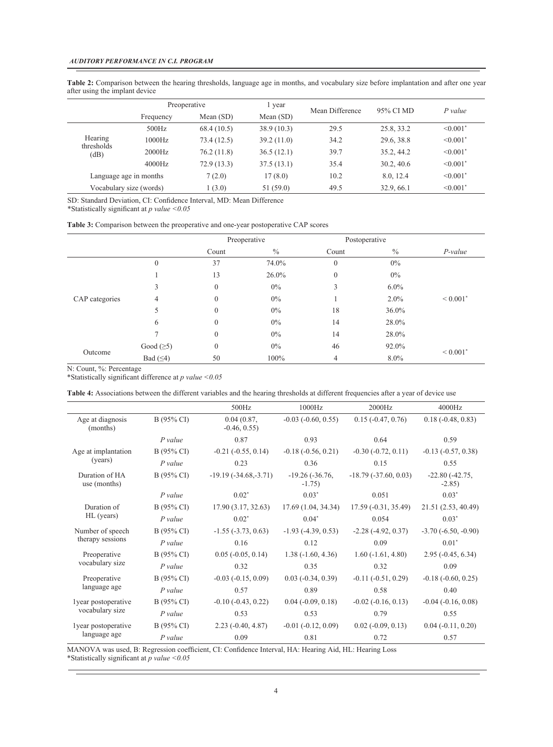**Table 2:** Comparison between the hearing thresholds, language age in months, and vocabulary size before implantation and after one year after using the implant device

| | Preoperative | | 1 year | Mean Difference | 95% CI MD | *P value* |
|---|---|---|---|---|---|---|
| | Frequency | Mean (SD) | Mean (SD) | | | |
| Hearing thresholds (dB) | 500Hz | 68.4 (10.5) | 38.9 (10.3) | 29.5 | 25.8, 33.2 | <0.001* |
| | 1000Hz | 73.4 (12.5) | 39.2 (11.0) | 34.2 | 29.6, 38.8 | <0.001* |
| | 2000Hz | 76.2 (11.8) | 36.5 (12.1) | 39.7 | 35.2, 44.2 | <0.001* |
| | 4000Hz | 72.9 (13.3) | 37.5 (13.1) | 35.4 | 30.2, 40.6 | <0.001* |
| Language age in months | | 7 (2.0) | 17 (8.0) | 10.2 | 8.0, 12.4 | <0.001* |
| Vocabulary size (words) | | 1 (3.0) | 51 (59.0) | 49.5 | 32.9, 66.1 | <0.001* |

SD: Standard Deviation, CI: Confidence Interval, MD: Mean Difference
*Statistically significant at *p value <0.05*

**Table 3:** Comparison between the preoperative and one-year postoperative CAP scores

| | | Preoperative | | Postoperative | | |
|---|---|---|---|---|---|---|
| | | Count | % | Count | % | *P-value* |
| CAP categories | 0 | 37 | 74.0% | 0 | 0% | < 0.001* |
| | 1 | 13 | 26.0% | 0 | 0% | |
| | 3 | 0 | 0% | 3 | 6.0% | |
| | 4 | 0 | 0% | 1 | 2.0% | |
| | 5 | 0 | 0% | 18 | 36.0% | |
| | 6 | 0 | 0% | 14 | 28.0% | |
| | 7 | 0 | 0% | 14 | 28.0% | |
| Outcome | Good (≥5) | 0 | 0% | 46 | 92.0% | < 0.001* |
| | Bad (≤4) | 50 | 100% | 4 | 8.0% | |

N: Count, %: Percentage
*Statistically significant difference at *p value <0.05*

**Table 4:** Associations between the different variables and the hearing thresholds at different frequencies after a year of device use

| | | 500Hz | 1000Hz | 2000Hz | 4000Hz |
|---|---|---|---|---|---|
| Age at diagnosis (months) | B (95% CI) | 0.04 (0.87, -0.46, 0.55) | -0.03 (-0.60, 0.55) | 0.15 (-0.47, 0.76) | 0.18 (-0.48, 0.83) |
| | *P value* | 0.87 | 0.93 | 0.64 | 0.59 |
| Age at implantation (years) | B (95% CI) | -0.21 (-0.55, 0.14) | -0.18 (-0.56, 0.21) | -0.30 (-0.72, 0.11) | -0.13 (-0.57, 0.38) |
| | *P value* | 0.23 | 0.36 | 0.15 | 0.55 |
| Duration of HA use (months) | B (95% CI) | -19.19 (-34.68,-3.71) | -19.26 (-36.76, -1.75) | -18.79 (-37.60, 0.03) | -22.80 (-42.75, -2.85) |
| | *P value* | 0.02* | 0.03* | 0.051 | 0.03* |
| Duration of HL (years) | B (95% CI) | 17.90 (3.17, 32.63) | 17.69 (1.04, 34.34) | 17.59 (-0.31, 35.49) | 21.51 (2.53, 40.49) |
| | *P value* | 0.02* | 0.04* | 0.054 | 0.03* |
| Number of speech therapy sessions | B (95% CI) | -1.55 (-3.73, 0.63) | -1.93 (-4.39, 0.53) | -2.28 (-4.92, 0.37) | -3.70 (-6.50, -0.90) |
| | *P value* | 0.16 | 0.12 | 0.09 | 0.01* |
| Preoperative vocabulary size | B (95% CI) | 0.05 (-0.05, 0.14) | 1.38 (-1.60, 4.36) | 1.60 (-1.61, 4.80) | 2.95 (-0.45, 6.34) |
| | *P value* | 0.32 | 0.35 | 0.32 | 0.09 |
| Preoperative language age | B (95% CI) | -0.03 (-0.15, 0.09) | 0.03 (-0.34, 0.39) | -0.11 (-0.51, 0.29) | -0.18 (-0.60, 0.25) |
| | *P value* | 0.57 | 0.89 | 0.58 | 0.40 |
| 1year postoperative vocabulary size | B (95% CI) | -0.10 (-0.43, 0.22) | 0.04 (-0.09, 0.18) | -0.02 (-0.16, 0.13) | -0.04 (-0.16, 0.08) |
| | *P value* | 0.53 | 0.53 | 0.79 | 0.55 |
| 1year postoperative language age | B (95% CI) | 2.23 (-0.40, 4.87) | -0.01 (-0.12, 0.09) | 0.02 (-0.09, 0.13) | 0.04 (-0.11, 0.20) |
| | *P value* | 0.09 | 0.81 | 0.72 | 0.57 |

MANOVA was used, B: Regression coefficient, CI: Confidence Interval, HA: Hearing Aid, HL: Hearing Loss
*Statistically significant at *p value <0.05*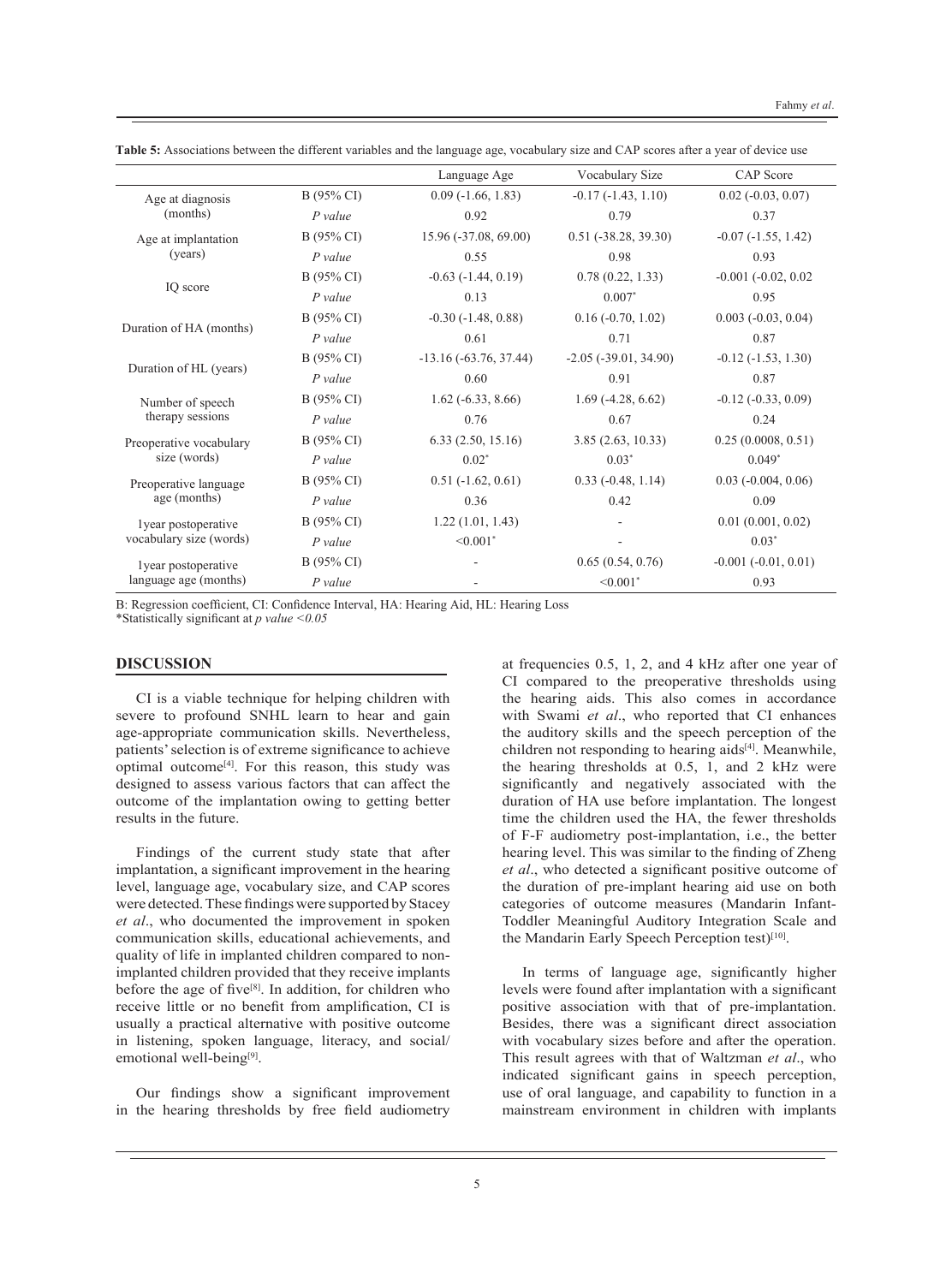**Table 5:** Associations between the different variables and the language age, vocabulary size and CAP scores after a year of device use

| | | Language Age | Vocabulary Size | CAP Score |
|---|---|---|---|---|
| Age at diagnosis (months) | B (95% CI) | 0.09 (-1.66, 1.83) | -0.17 (-1.43, 1.10) | 0.02 (-0.03, 0.07) |
| | *P value* | 0.92 | 0.79 | 0.37 |
| Age at implantation (years) | B (95% CI) | 15.96 (-37.08, 69.00) | 0.51 (-38.28, 39.30) | -0.07 (-1.55, 1.42) |
| | *P value* | 0.55 | 0.98 | 0.93 |
| IQ score | B (95% CI) | -0.63 (-1.44, 0.19) | 0.78 (0.22, 1.33) | -0.001 (-0.02, 0.02 |
| | *P value* | 0.13 | 0.007* | 0.95 |
| Duration of HA (months) | B (95% CI) | -0.30 (-1.48, 0.88) | 0.16 (-0.70, 1.02) | 0.003 (-0.03, 0.04) |
| | *P value* | 0.61 | 0.71 | 0.87 |
| Duration of HL (years) | B (95% CI) | -13.16 (-63.76, 37.44) | -2.05 (-39.01, 34.90) | -0.12 (-1.53, 1.30) |
| | *P value* | 0.60 | 0.91 | 0.87 |
| Number of speech therapy sessions | B (95% CI) | 1.62 (-6.33, 8.66) | 1.69 (-4.28, 6.62) | -0.12 (-0.33, 0.09) |
| | *P value* | 0.76 | 0.67 | 0.24 |
| Preoperative vocabulary size (words) | B (95% CI) | 6.33 (2.50, 15.16) | 3.85 (2.63, 10.33) | 0.25 (0.0008, 0.51) |
| | *P value* | 0.02* | 0.03* | 0.049* |
| Preoperative language age (months) | B (95% CI) | 0.51 (-1.62, 0.61) | 0.33 (-0.48, 1.14) | 0.03 (-0.004, 0.06) |
| | *P value* | 0.36 | 0.42 | 0.09 |
| 1year postoperative vocabulary size (words) | B (95% CI) | 1.22 (1.01, 1.43) | - | 0.01 (0.001, 0.02) |
| | *P value* | <0.001* | - | 0.03* |
| 1year postoperative language age (months) | B (95% CI) | - | 0.65 (0.54, 0.76) | -0.001 (-0.01, 0.01) |
| | *P value* | - | <0.001* | 0.93 |

B: Regression coefficient, CI: Confidence Interval, HA: Hearing Aid, HL: Hearing Loss
*Statistically significant at *p value <0.05*

## DISCUSSION

CI is a viable technique for helping children with severe to profound SNHL learn to hear and gain age-appropriate communication skills. Nevertheless, patients' selection is of extreme significance to achieve optimal outcome[4]. For this reason, this study was designed to assess various factors that can affect the outcome of the implantation owing to getting better results in the future.

Findings of the current study state that after implantation, a significant improvement in the hearing level, language age, vocabulary size, and CAP scores were detected. These findings were supported by Stacey *et al*., who documented the improvement in spoken communication skills, educational achievements, and quality of life in implanted children compared to non-implanted children provided that they receive implants before the age of five[8]. In addition, for children who receive little or no benefit from amplification, CI is usually a practical alternative with positive outcome in listening, spoken language, literacy, and social/emotional well-being[9].

Our findings show a significant improvement in the hearing thresholds by free field audiometry at frequencies 0.5, 1, 2, and 4 kHz after one year of CI compared to the preoperative thresholds using the hearing aids. This also comes in accordance with Swami *et al*., who reported that CI enhances the auditory skills and the speech perception of the children not responding to hearing aids[4]. Meanwhile, the hearing thresholds at 0.5, 1, and 2 kHz were significantly and negatively associated with the duration of HA use before implantation. The longest time the children used the HA, the fewer thresholds of F-F audiometry post-implantation, i.e., the better hearing level. This was similar to the finding of Zheng *et al*., who detected a significant positive outcome of the duration of pre-implant hearing aid use on both categories of outcome measures (Mandarin Infant-Toddler Meaningful Auditory Integration Scale and the Mandarin Early Speech Perception test)[10].

In terms of language age, significantly higher levels were found after implantation with a significant positive association with that of pre-implantation. Besides, there was a significant direct association with vocabulary sizes before and after the operation. This result agrees with that of Waltzman *et al*., who indicated significant gains in speech perception, use of oral language, and capability to function in a mainstream environment in children with implants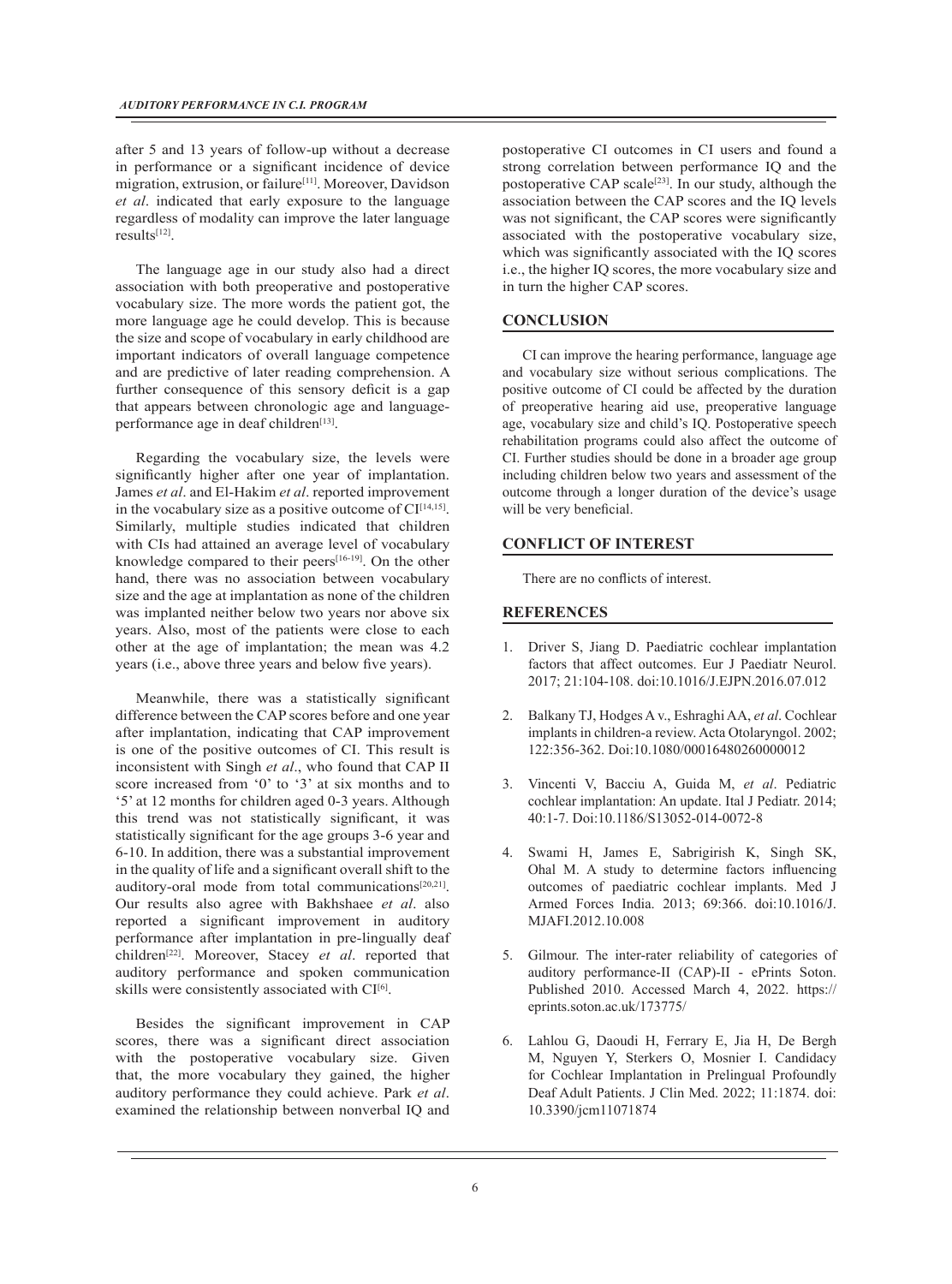after 5 and 13 years of follow-up without a decrease in performance or a significant incidence of device migration, extrusion, or failure[11]. Moreover, Davidson *et al*. indicated that early exposure to the language regardless of modality can improve the later language results[12].

The language age in our study also had a direct association with both preoperative and postoperative vocabulary size. The more words the patient got, the more language age he could develop. This is because the size and scope of vocabulary in early childhood are important indicators of overall language competence and are predictive of later reading comprehension. A further consequence of this sensory deficit is a gap that appears between chronologic age and language-performance age in deaf children[13].

Regarding the vocabulary size, the levels were significantly higher after one year of implantation. James *et al*. and El-Hakim *et al*. reported improvement in the vocabulary size as a positive outcome of CI[14,15]. Similarly, multiple studies indicated that children with CIs had attained an average level of vocabulary knowledge compared to their peers[16-19]. On the other hand, there was no association between vocabulary size and the age at implantation as none of the children was implanted neither below two years nor above six years. Also, most of the patients were close to each other at the age of implantation; the mean was 4.2 years (i.e., above three years and below five years).

Meanwhile, there was a statistically significant difference between the CAP scores before and one year after implantation, indicating that CAP improvement is one of the positive outcomes of CI. This result is inconsistent with Singh *et al*., who found that CAP II score increased from '0' to '3' at six months and to '5' at 12 months for children aged 0-3 years. Although this trend was not statistically significant, it was statistically significant for the age groups 3-6 year and 6-10. In addition, there was a substantial improvement in the quality of life and a significant overall shift to the auditory-oral mode from total communications[20,21]. Our results also agree with Bakhshaee *et al*. also reported a significant improvement in auditory performance after implantation in pre-lingually deaf children[22]. Moreover, Stacey *et al*. reported that auditory performance and spoken communication skills were consistently associated with CI[6].

Besides the significant improvement in CAP scores, there was a significant direct association with the postoperative vocabulary size. Given that, the more vocabulary they gained, the higher auditory performance they could achieve. Park *et al*. examined the relationship between nonverbal IQ and postoperative CI outcomes in CI users and found a strong correlation between performance IQ and the postoperative CAP scale[23]. In our study, although the association between the CAP scores and the IQ levels was not significant, the CAP scores were significantly associated with the postoperative vocabulary size, which was significantly associated with the IQ scores i.e., the higher IQ scores, the more vocabulary size and in turn the higher CAP scores.

## CONCLUSION

CI can improve the hearing performance, language age and vocabulary size without serious complications. The positive outcome of CI could be affected by the duration of preoperative hearing aid use, preoperative language age, vocabulary size and child's IQ. Postoperative speech rehabilitation programs could also affect the outcome of CI. Further studies should be done in a broader age group including children below two years and assessment of the outcome through a longer duration of the device's usage will be very beneficial.

## CONFLICT OF INTEREST

There are no conflicts of interest.

## REFERENCES

1. Driver S, Jiang D. Paediatric cochlear implantation factors that affect outcomes. Eur J Paediatr Neurol. 2017; 21:104-108. doi:10.1016/J.EJPN.2016.07.012
2. Balkany TJ, Hodges A v., Eshraghi AA, *et al*. Cochlear implants in children-a review. Acta Otolaryngol. 2002; 122:356-362. Doi:10.1080/00016480260000012
3. Vincenti V, Bacciu A, Guida M, *et al*. Pediatric cochlear implantation: An update. Ital J Pediatr. 2014; 40:1-7. Doi:10.1186/S13052-014-0072-8
4. Swami H, James E, Sabrigirish K, Singh SK, Ohal M. A study to determine factors influencing outcomes of paediatric cochlear implants. Med J Armed Forces India. 2013; 69:366. doi:10.1016/J.MJAFI.2012.10.008
5. Gilmour. The inter-rater reliability of categories of auditory performance-II (CAP)-II - ePrints Soton. Published 2010. Accessed March 4, 2022. https://eprints.soton.ac.uk/173775/
6. Lahlou G, Daoudi H, Ferrary E, Jia H, De Bergh M, Nguyen Y, Sterkers O, Mosnier I. Candidacy for Cochlear Implantation in Prelingual Profoundly Deaf Adult Patients. J Clin Med. 2022; 11:1874. doi: 10.3390/jcm11071874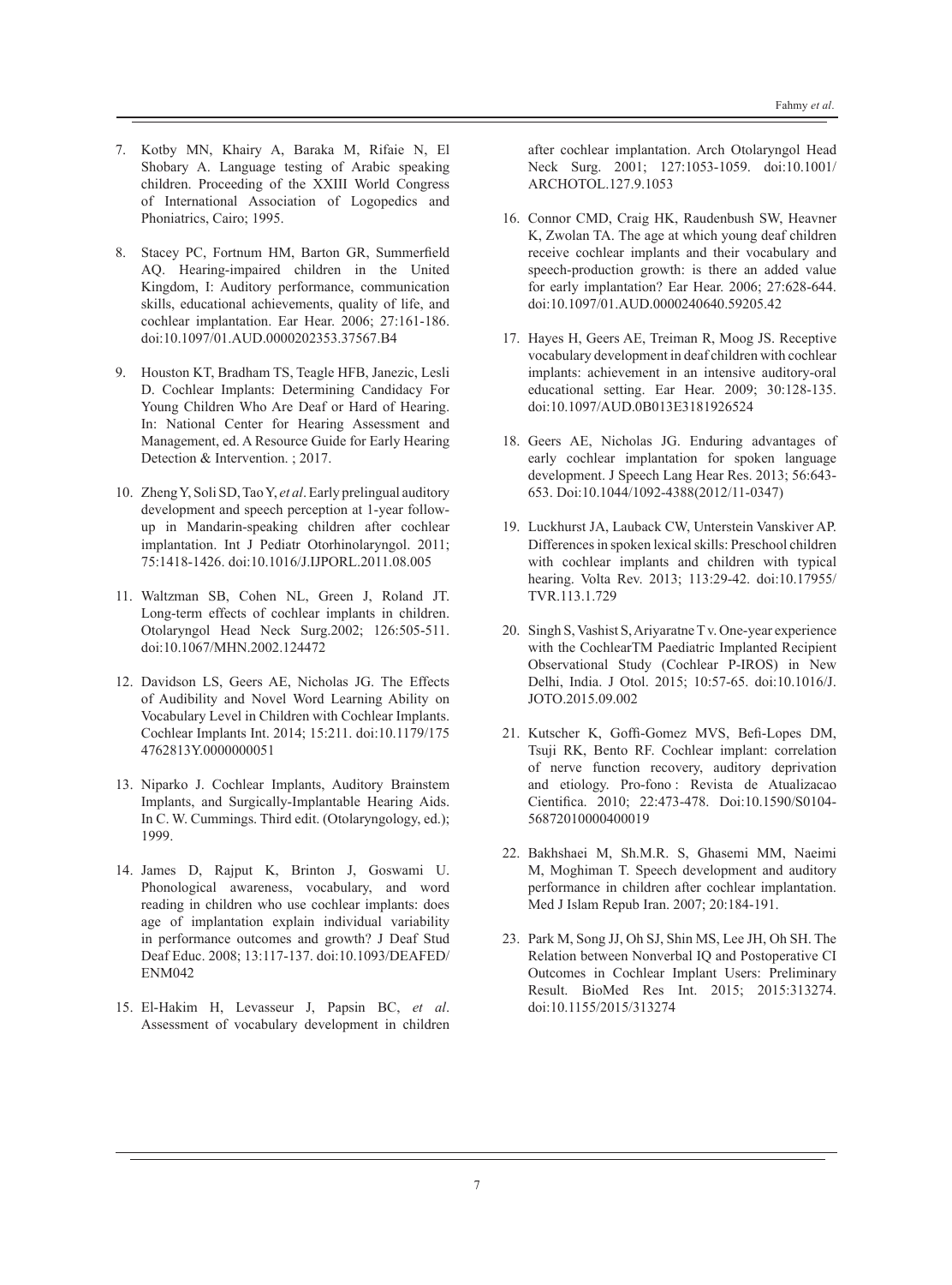7. Kotby MN, Khairy A, Baraka M, Rifaie N, El Shobary A. Language testing of Arabic speaking children. Proceeding of the XXIII World Congress of International Association of Logopedics and Phoniatrics, Cairo; 1995.

8. Stacey PC, Fortnum HM, Barton GR, Summerfield AQ. Hearing-impaired children in the United Kingdom, I: Auditory performance, communication skills, educational achievements, quality of life, and cochlear implantation. Ear Hear. 2006; 27:161-186. doi:10.1097/01.AUD.0000202353.37567.B4

9. Houston KT, Bradham TS, Teagle HFB, Janezic, Lesli D. Cochlear Implants: Determining Candidacy For Young Children Who Are Deaf or Hard of Hearing. In: National Center for Hearing Assessment and Management, ed. A Resource Guide for Early Hearing Detection & Intervention. ; 2017.

10. Zheng Y, Soli SD, Tao Y, *et al*. Early prelingual auditory development and speech perception at 1-year follow-up in Mandarin-speaking children after cochlear implantation. Int J Pediatr Otorhinolaryngol. 2011; 75:1418-1426. doi:10.1016/J.IJPORL.2011.08.005

11. Waltzman SB, Cohen NL, Green J, Roland JT. Long-term effects of cochlear implants in children. Otolaryngol Head Neck Surg.2002; 126:505-511. doi:10.1067/MHN.2002.124472

12. Davidson LS, Geers AE, Nicholas JG. The Effects of Audibility and Novel Word Learning Ability on Vocabulary Level in Children with Cochlear Implants. Cochlear Implants Int. 2014; 15:211. doi:10.1179/1754762813Y.0000000051

13. Niparko J. Cochlear Implants, Auditory Brainstem Implants, and Surgically-Implantable Hearing Aids. In C. W. Cummings. Third edit. (Otolaryngology, ed.); 1999.

14. James D, Rajput K, Brinton J, Goswami U. Phonological awareness, vocabulary, and word reading in children who use cochlear implants: does age of implantation explain individual variability in performance outcomes and growth? J Deaf Stud Deaf Educ. 2008; 13:117-137. doi:10.1093/DEAFED/ENM042

15. El-Hakim H, Levasseur J, Papsin BC, *et al*. Assessment of vocabulary development in children after cochlear implantation. Arch Otolaryngol Head Neck Surg. 2001; 127:1053-1059. doi:10.1001/ARCHOTOL.127.9.1053

16. Connor CMD, Craig HK, Raudenbush SW, Heavner K, Zwolan TA. The age at which young deaf children receive cochlear implants and their vocabulary and speech-production growth: is there an added value for early implantation? Ear Hear. 2006; 27:628-644. doi:10.1097/01.AUD.0000240640.59205.42

17. Hayes H, Geers AE, Treiman R, Moog JS. Receptive vocabulary development in deaf children with cochlear implants: achievement in an intensive auditory-oral educational setting. Ear Hear. 2009; 30:128-135. doi:10.1097/AUD.0B013E3181926524

18. Geers AE, Nicholas JG. Enduring advantages of early cochlear implantation for spoken language development. J Speech Lang Hear Res. 2013; 56:643-653. Doi:10.1044/1092-4388(2012/11-0347)

19. Luckhurst JA, Lauback CW, Unterstein Vanskiver AP. Differences in spoken lexical skills: Preschool children with cochlear implants and children with typical hearing. Volta Rev. 2013; 113:29-42. doi:10.17955/TVR.113.1.729

20. Singh S, Vashist S, Ariyaratne T v. One-year experience with the CochlearTM Paediatric Implanted Recipient Observational Study (Cochlear P-IROS) in New Delhi, India. J Otol. 2015; 10:57-65. doi:10.1016/J.JOTO.2015.09.002

21. Kutscher K, Goffi-Gomez MVS, Befi-Lopes DM, Tsuji RK, Bento RF. Cochlear implant: correlation of nerve function recovery, auditory deprivation and etiology. Pro-fono : Revista de Atualizacao Cientifica. 2010; 22:473-478. Doi:10.1590/S0104-56872010000400019

22. Bakhshaei M, Sh.M.R. S, Ghasemi MM, Naeimi M, Moghiman T. Speech development and auditory performance in children after cochlear implantation. Med J Islam Repub Iran. 2007; 20:184-191.

23. Park M, Song JJ, Oh SJ, Shin MS, Lee JH, Oh SH. The Relation between Nonverbal IQ and Postoperative CI Outcomes in Cochlear Implant Users: Preliminary Result. BioMed Res Int. 2015; 2015:313274. doi:10.1155/2015/313274